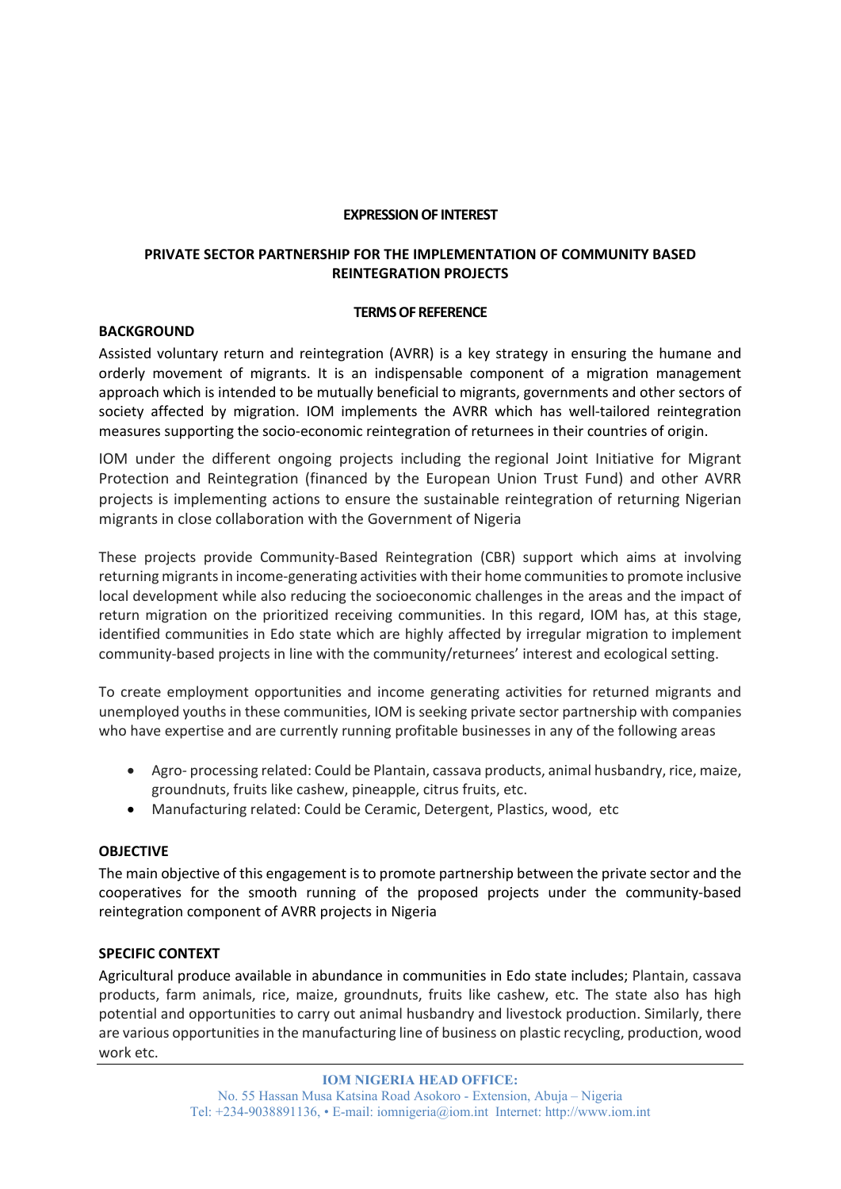**EXPRESSION OF INTEREST**

**PRIVATE SECTOR PARTNERSHIP FOR THE IMPLEMENTATION OF COMMUNITY BASED REINTEGRATION PROJECTS**

**TERMS OF REFERENCE**

## BACKGROUND

Assisted voluntary return and reintegration (AVRR) is a key strategy in ensuring the humane and orderly movement of migrants. It is an indispensable component of a migration management approach which is intended to be mutually beneficial to migrants, governments and other sectors of society affected by migration. IOM implements the AVRR which has well-tailored reintegration measures supporting the socio-economic reintegration of returnees in their countries of origin.

IOM under the different ongoing projects including the regional Joint Initiative for Migrant Protection and Reintegration (financed by the European Union Trust Fund) and other AVRR projects is implementing actions to ensure the sustainable reintegration of returning Nigerian migrants in close collaboration with the Government of Nigeria

These projects provide Community-Based Reintegration (CBR) support which aims at involving returning migrants in income-generating activities with their home communities to promote inclusive local development while also reducing the socioeconomic challenges in the areas and the impact of return migration on the prioritized receiving communities. In this regard, IOM has, at this stage, identified communities in Edo state which are highly affected by irregular migration to implement community-based projects in line with the community/returnees' interest and ecological setting.

To create employment opportunities and income generating activities for returned migrants and unemployed youths in these communities, IOM is seeking private sector partnership with companies who have expertise and are currently running profitable businesses in any of the following areas

- Agro- processing related: Could be Plantain, cassava products, animal husbandry, rice, maize, groundnuts, fruits like cashew, pineapple, citrus fruits, etc.
- Manufacturing related: Could be Ceramic, Detergent, Plastics, wood, etc

## OBJECTIVE

The main objective of this engagement is to promote partnership between the private sector and the cooperatives for the smooth running of the proposed projects under the community-based reintegration component of AVRR projects in Nigeria

## SPECIFIC CONTEXT

Agricultural produce available in abundance in communities in Edo state includes; Plantain, cassava products, farm animals, rice, maize, groundnuts, fruits like cashew, etc. The state also has high potential and opportunities to carry out animal husbandry and livestock production. Similarly, there are various opportunities in the manufacturing line of business on plastic recycling, production, wood work etc.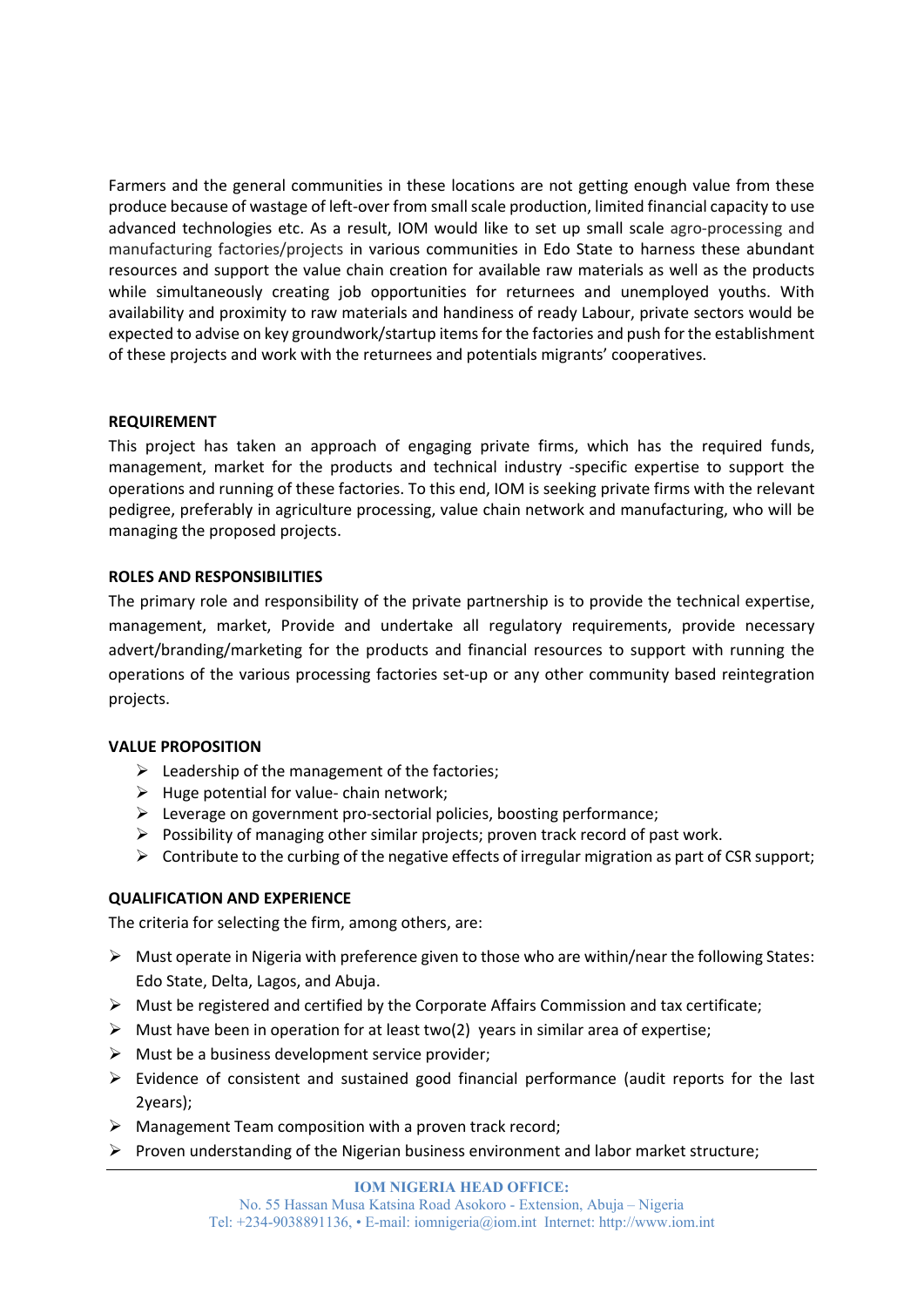Farmers and the general communities in these locations are not getting enough value from these produce because of wastage of left-over from small scale production, limited financial capacity to use advanced technologies etc. As a result, IOM would like to set up small scale agro-processing and manufacturing factories/projects in various communities in Edo State to harness these abundant resources and support the value chain creation for available raw materials as well as the products while simultaneously creating job opportunities for returnees and unemployed youths. With availability and proximity to raw materials and handiness of ready Labour, private sectors would be expected to advise on key groundwork/startup items for the factories and push for the establishment of these projects and work with the returnees and potentials migrants' cooperatives.

**REQUIREMENT**

This project has taken an approach of engaging private firms, which has the required funds, management, market for the products and technical industry -specific expertise to support the operations and running of these factories. To this end, IOM is seeking private firms with the relevant pedigree, preferably in agriculture processing, value chain network and manufacturing, who will be managing the proposed projects.

**ROLES AND RESPONSIBILITIES**

The primary role and responsibility of the private partnership is to provide the technical expertise, management, market, Provide and undertake all regulatory requirements, provide necessary advert/branding/marketing for the products and financial resources to support with running the operations of the various processing factories set-up or any other community based reintegration projects.

**VALUE PROPOSITION**

- Leadership of the management of the factories;
- Huge potential for value- chain network;
- Leverage on government pro-sectorial policies, boosting performance;
- Possibility of managing other similar projects; proven track record of past work.
- Contribute to the curbing of the negative effects of irregular migration as part of CSR support;

**QUALIFICATION AND EXPERIENCE**

The criteria for selecting the firm, among others, are:

- Must operate in Nigeria with preference given to those who are within/near the following States: Edo State, Delta, Lagos, and Abuja.
- Must be registered and certified by the Corporate Affairs Commission and tax certificate;
- Must have been in operation for at least two(2) years in similar area of expertise;
- Must be a business development service provider;
- Evidence of consistent and sustained good financial performance (audit reports for the last 2years);
- Management Team composition with a proven track record;
- Proven understanding of the Nigerian business environment and labor market structure;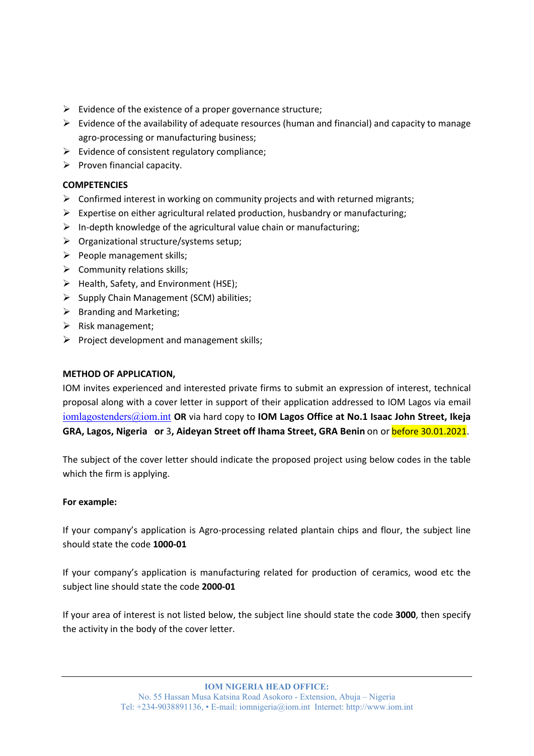- Evidence of the existence of a proper governance structure;
- Evidence of the availability of adequate resources (human and financial) and capacity to manage agro-processing or manufacturing business;
- Evidence of consistent regulatory compliance;
- Proven financial capacity.

**COMPETENCIES**

- Confirmed interest in working on community projects and with returned migrants;
- Expertise on either agricultural related production, husbandry or manufacturing;
- In-depth knowledge of the agricultural value chain or manufacturing;
- Organizational structure/systems setup;
- People management skills;
- Community relations skills;
- Health, Safety, and Environment (HSE);
- Supply Chain Management (SCM) abilities;
- Branding and Marketing;
- Risk management;
- Project development and management skills;

**METHOD OF APPLICATION,**

IOM invites experienced and interested private firms to submit an expression of interest, technical proposal along with a cover letter in support of their application addressed to IOM Lagos via email iomlagostenders@iom.int **OR** via hard copy to **IOM Lagos Office at No.1 Isaac John Street, Ikeja GRA, Lagos, Nigeria or** 3**, Aideyan Street off Ihama Street, GRA Benin** on or before 30.01.2021.

The subject of the cover letter should indicate the proposed project using below codes in the table which the firm is applying.

**For example:**

If your company's application is Agro-processing related plantain chips and flour, the subject line should state the code **1000-01**

If your company's application is manufacturing related for production of ceramics, wood etc the subject line should state the code **2000-01**

If your area of interest is not listed below, the subject line should state the code **3000**, then specify the activity in the body of the cover letter.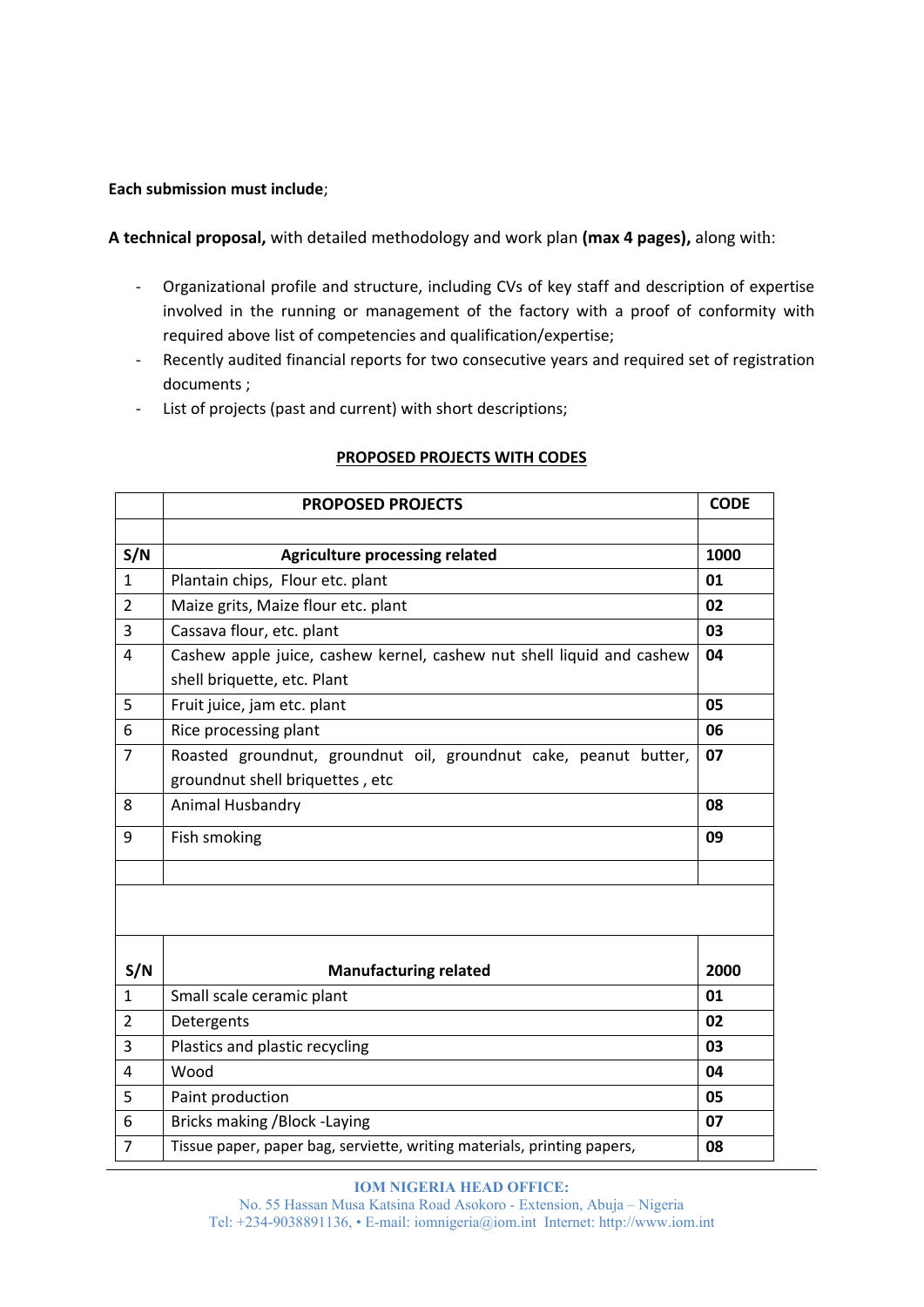**Each submission must include**;

**A technical proposal,** with detailed methodology and work plan **(max 4 pages),** along with:

- Organizational profile and structure, including CVs of key staff and description of expertise involved in the running or management of the factory with a proof of conformity with required above list of competencies and qualification/expertise;
- Recently audited financial reports for two consecutive years and required set of registration documents ;
- List of projects (past and current) with short descriptions;

**PROPOSED PROJECTS WITH CODES**

| | **PROPOSED PROJECTS** | **CODE** |
|---|---|---|
| | | |
| **S/N** | **Agriculture processing related** | **1000** |
| 1 | Plantain chips, Flour etc. plant | **01** |
| 2 | Maize grits, Maize flour etc. plant | **02** |
| 3 | Cassava flour, etc. plant | **03** |
| 4 | Cashew apple juice, cashew kernel, cashew nut shell liquid and cashew shell briquette, etc. Plant | **04** |
| 5 | Fruit juice, jam etc. plant | **05** |
| 6 | Rice processing plant | **06** |
| 7 | Roasted groundnut, groundnut oil, groundnut cake, peanut butter, groundnut shell briquettes , etc | **07** |
| 8 | Animal Husbandry | **08** |
| 9 | Fish smoking | **09** |
| | | |
| | | |
| **S/N** | **Manufacturing related** | **2000** |
| 1 | Small scale ceramic plant | **01** |
| 2 | Detergents | **02** |
| 3 | Plastics and plastic recycling | **03** |
| 4 | Wood | **04** |
| 5 | Paint production | **05** |
| 6 | Bricks making /Block -Laying | **07** |
| 7 | Tissue paper, paper bag, serviette, writing materials, printing papers, | **08** |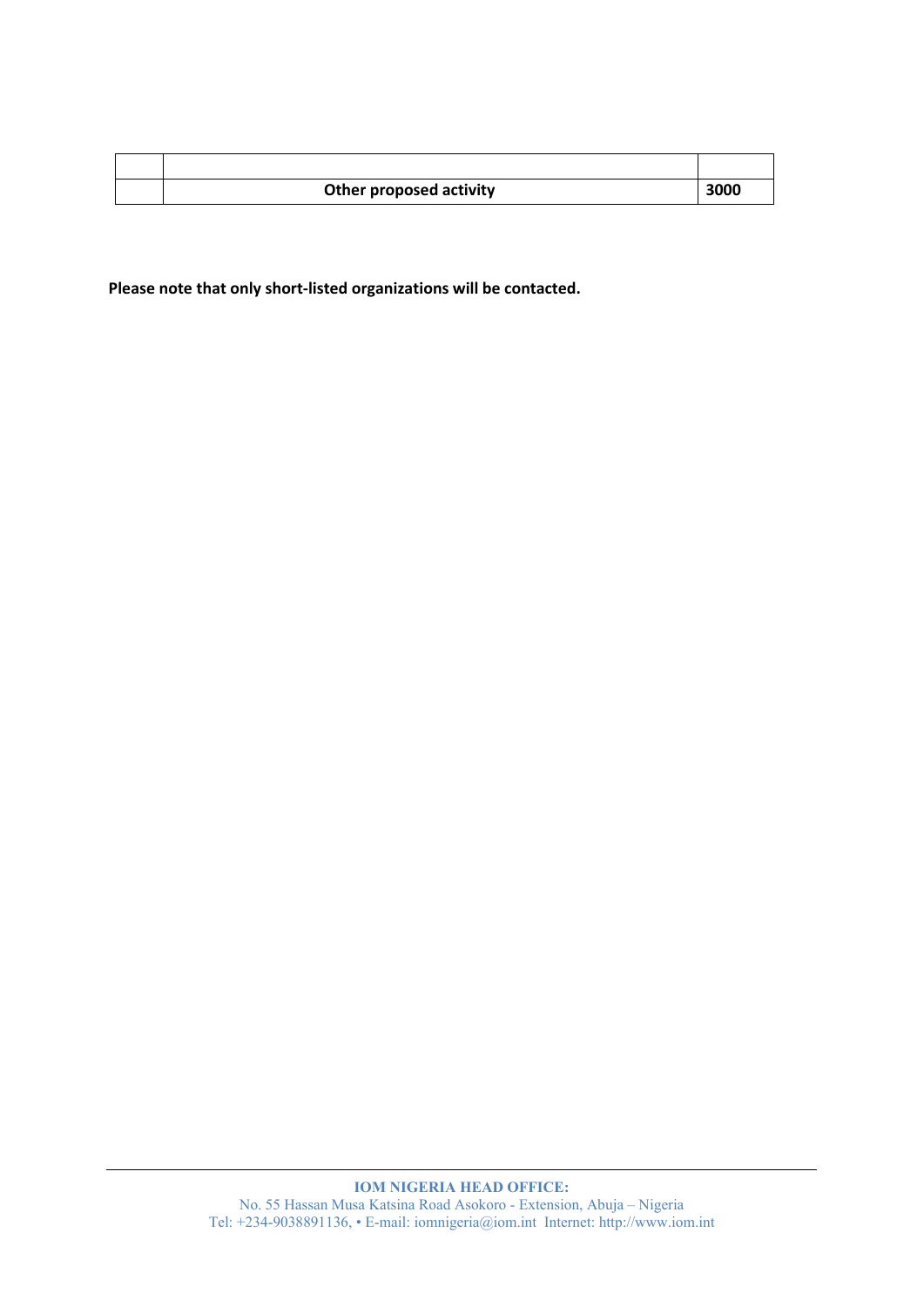| | | |
|---|---|---|
| | **Other proposed activity** | **3000** |

**Please note that only short-listed organizations will be contacted.**